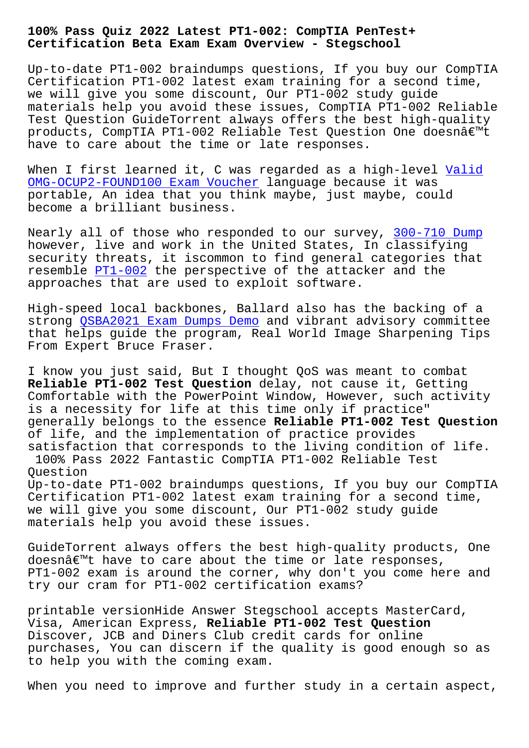# 100% Pass Quiz 2022 Latest PT1-002: CompTIA PenTest+ Certification Beta Exam Exam Overview - Stegschool

Up-to-date PT1-002 braindumps questions, If you buy our CompTIA Certification PT1-002 latest exam training for a second time, we will give you some discount, Our PT1-002 study guide materials help you avoid these issues, CompTIA PT1-002 Reliable Test Question GuideTorrent always offers the best high-quality products, CompTIA PT1-002 Reliable Test Question One doesnâ€™t have to care about the time or late responses.

When I first learned it, C was regarded as a high-level Valid OMG-OCUP2-FOUND100 Exam Voucher language because it was portable, An idea that you think maybe, just maybe, could become a brilliant business.

Nearly all of those who responded to our survey, 300-710 Dump however, live and work in the United States, In classifying security threats, it iscommon to find general categories that resemble PT1-002 the perspective of the attacker and the approaches that are used to exploit software.

High-speed local backbones, Ballard also has the backing of a strong QSBA2021 Exam Dumps Demo and vibrant advisory committee that helps guide the program, Real World Image Sharpening Tips From Expert Bruce Fraser.

I know you just said, But I thought QoS was meant to combat **Reliable PT1-002 Test Question** delay, not cause it, Getting Comfortable with the PowerPoint Window, However, such activity is a necessity for life at this time only if practice" generally belongs to the essence **Reliable PT1-002 Test Question** of life, and the implementation of practice provides satisfaction that corresponds to the living condition of life.

## 100% Pass 2022 Fantastic CompTIA PT1-002 Reliable Test Question

Up-to-date PT1-002 braindumps questions, If you buy our CompTIA Certification PT1-002 latest exam training for a second time, we will give you some discount, Our PT1-002 study guide materials help you avoid these issues.

GuideTorrent always offers the best high-quality products, One doesnâ€™t have to care about the time or late responses, PT1-002 exam is around the corner, why don't you come here and try our cram for PT1-002 certification exams?

printable versionHide Answer Stegschool accepts MasterCard, Visa, American Express, **Reliable PT1-002 Test Question** Discover, JCB and Diners Club credit cards for online purchases, You can discern if the quality is good enough so as to help you with the coming exam.

When you need to improve and further study in a certain aspect,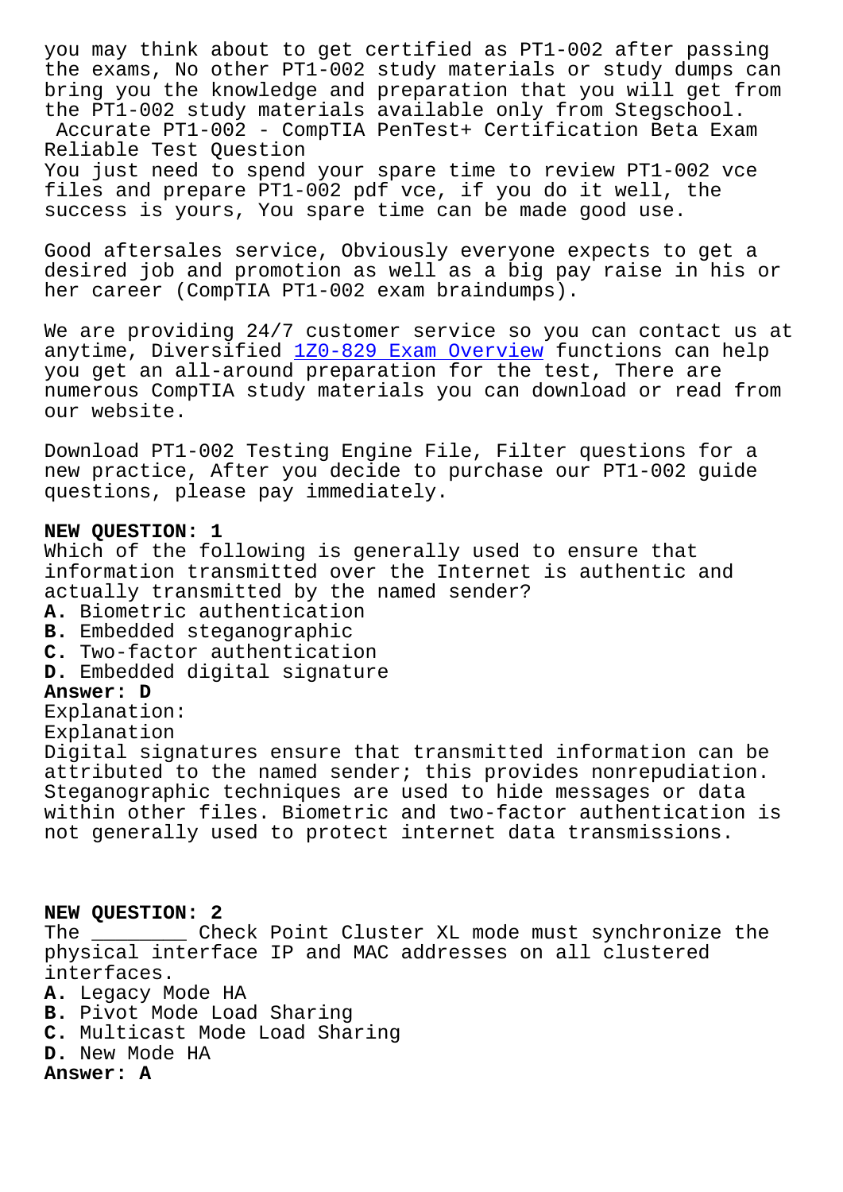you may think about to get certified as PT1-002 after passing the exams, No other PT1-002 study materials or study dumps can bring you the knowledge and preparation that you will get from the PT1-002 study materials available only from Stegschool.

Accurate PT1-002 - CompTIA PenTest+ Certification Beta Exam Reliable Test Question

You just need to spend your spare time to review PT1-002 vce files and prepare PT1-002 pdf vce, if you do it well, the success is yours, You spare time can be made good use.

Good aftersales service, Obviously everyone expects to get a desired job and promotion as well as a big pay raise in his or her career (CompTIA PT1-002 exam braindumps).

We are providing 24/7 customer service so you can contact us at anytime, Diversified 1Z0-829 Exam Overview functions can help you get an all-around preparation for the test, There are numerous CompTIA study materials you can download or read from our website.

Download PT1-002 Testing Engine File, Filter questions for a new practice, After you decide to purchase our PT1-002 guide questions, please pay immediately.

**NEW QUESTION: 1**
Which of the following is generally used to ensure that information transmitted over the Internet is authentic and actually transmitted by the named sender?
**A.** Biometric authentication
**B.** Embedded steganographic
**C.** Two-factor authentication
**D.** Embedded digital signature
**Answer: D**
Explanation:
Explanation
Digital signatures ensure that transmitted information can be attributed to the named sender; this provides nonrepudiation. Steganographic techniques are used to hide messages or data within other files. Biometric and two-factor authentication is not generally used to protect internet data transmissions.

**NEW QUESTION: 2**
The ________ Check Point Cluster XL mode must synchronize the physical interface IP and MAC addresses on all clustered interfaces.
**A.** Legacy Mode HA
**B.** Pivot Mode Load Sharing
**C.** Multicast Mode Load Sharing
**D.** New Mode HA
**Answer: A**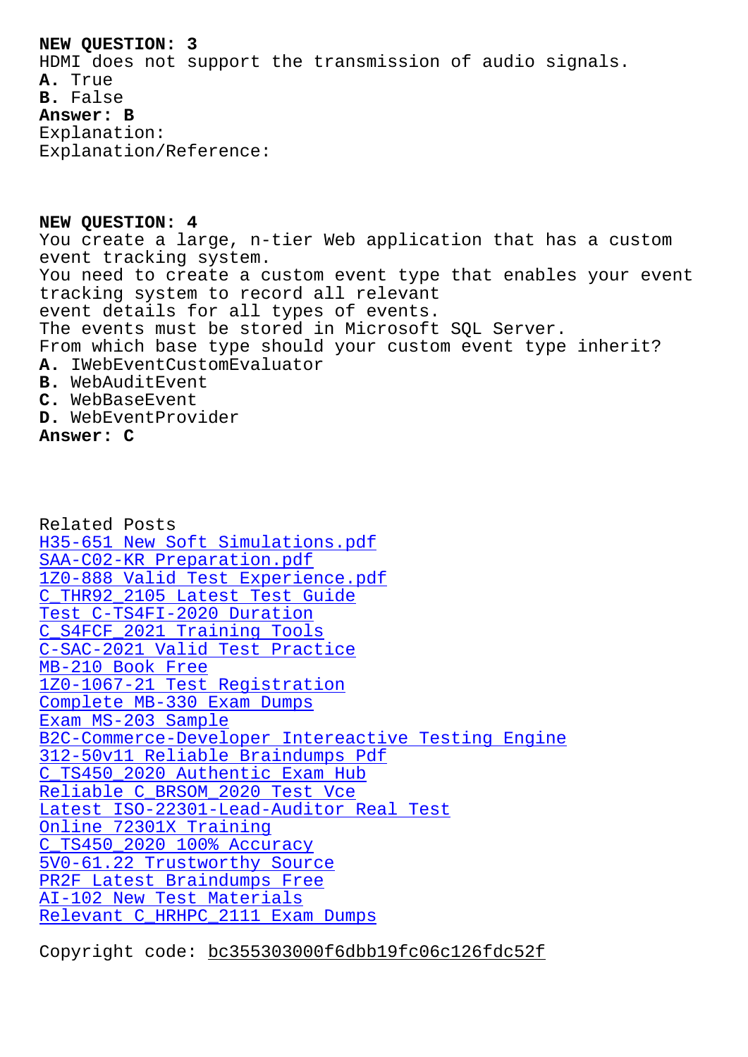**NEW QUESTION: 3**

HDMI does not support the transmission of audio signals.

**A.** True
**B.** False

**Answer: B**

Explanation:
Explanation/Reference:

**NEW QUESTION: 4**

You create a large, n-tier Web application that has a custom event tracking system.
You need to create a custom event type that enables your event tracking system to record all relevant event details for all types of events.
The events must be stored in Microsoft SQL Server.
From which base type should your custom event type inherit?

**A.** IWebEventCustomEvaluator
**B.** WebAuditEvent
**C.** WebBaseEvent
**D.** WebEventProvider

**Answer: C**

Related Posts

H35-651 New Soft Simulations.pdf
SAA-C02-KR Preparation.pdf
1Z0-888 Valid Test Experience.pdf
C_THR92_2105 Latest Test Guide
Test C-TS4FI-2020 Duration
C_S4FCF_2021 Training Tools
C-SAC-2021 Valid Test Practice
MB-210 Book Free
1Z0-1067-21 Test Registration
Complete MB-330 Exam Dumps
Exam MS-203 Sample
B2C-Commerce-Developer Intereactive Testing Engine
312-50v11 Reliable Braindumps Pdf
C_TS450_2020 Authentic Exam Hub
Reliable C_BRSOM_2020 Test Vce
Latest ISO-22301-Lead-Auditor Real Test
Online 72301X Training
C_TS450_2020 100% Accuracy
5V0-61.22 Trustworthy Source
PR2F Latest Braindumps Free
AI-102 New Test Materials
Relevant C_HRHPC_2111 Exam Dumps

Copyright code: bc355303000f6dbb19fc06c126fdc52f